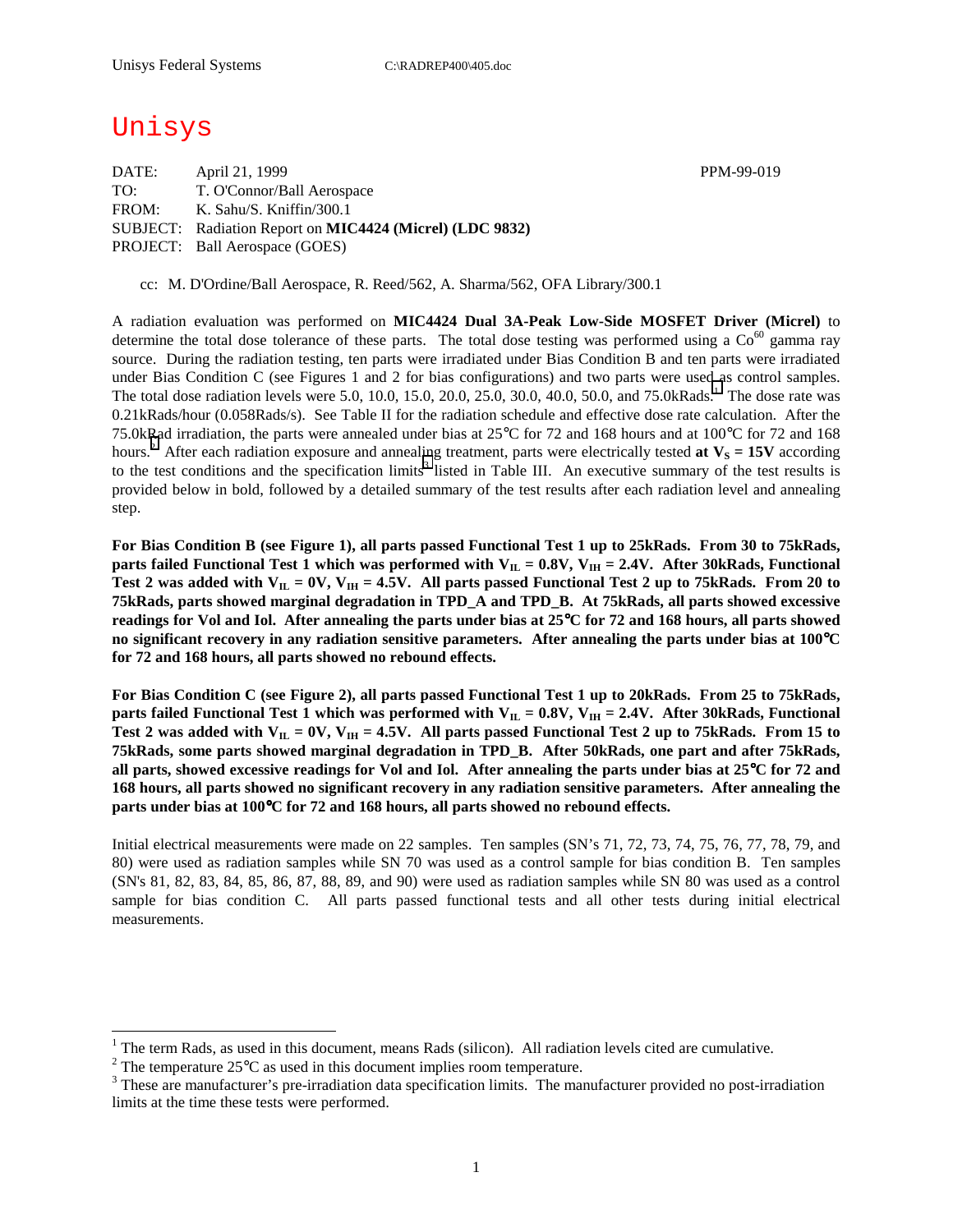Unisys Federal Systems    C:\RADREP400\405.doc

# Unisys

| | | |
|---|---|---|
| DATE: | April 21, 1999 | PPM-99-019 |
| TO: | T. O'Connor/Ball Aerospace | |
| FROM: | K. Sahu/S. Kniffin/300.1 | |
| SUBJECT: | Radiation Report on **MIC4424 (Micrel) (LDC 9832)** | |
| PROJECT: | Ball Aerospace (GOES) | |

cc: M. D'Ordine/Ball Aerospace, R. Reed/562, A. Sharma/562, OFA Library/300.1

A radiation evaluation was performed on **MIC4424 Dual 3A-Peak Low-Side MOSFET Driver (Micrel)** to determine the total dose tolerance of these parts. The total dose testing was performed using a $Co^{60}$ gamma ray source. During the radiation testing, ten parts were irradiated under Bias Condition B and ten parts were irradiated under Bias Condition C (see Figures 1 and 2 for bias configurations) and two parts were used as control samples. The total dose radiation levels were 5.0, 10.0, 15.0, 20.0, 25.0, 30.0, 40.0, 50.0, and 75.0kRads.[1] The dose rate was 0.21kRads/hour (0.058Rads/s). See Table II for the radiation schedule and effective dose rate calculation. After the 75.0kRad irradiation, the parts were annealed under bias at 25°C for 72 and 168 hours and at 100°C for 72 and 168 hours.[2] After each radiation exposure and annealing treatment, parts were electrically tested **at $V_S$ = 15V** according to the test conditions and the specification limits[3] listed in Table III. An executive summary of the test results is provided below in bold, followed by a detailed summary of the test results after each radiation level and annealing step.

**For Bias Condition B (see Figure 1), all parts passed Functional Test 1 up to 25kRads. From 30 to 75kRads, parts failed Functional Test 1 which was performed with $V_{IL}$ = 0.8V, $V_{IH}$ = 2.4V. After 30kRads, Functional Test 2 was added with $V_{IL}$ = 0V, $V_{IH}$ = 4.5V. All parts passed Functional Test 2 up to 75kRads. From 20 to 75kRads, parts showed marginal degradation in TPD_A and TPD_B. At 75kRads, all parts showed excessive readings for Vol and Iol. After annealing the parts under bias at 25°C for 72 and 168 hours, all parts showed no significant recovery in any radiation sensitive parameters. After annealing the parts under bias at 100°C for 72 and 168 hours, all parts showed no rebound effects.**

**For Bias Condition C (see Figure 2), all parts passed Functional Test 1 up to 20kRads. From 25 to 75kRads, parts failed Functional Test 1 which was performed with $V_{IL}$ = 0.8V, $V_{IH}$ = 2.4V. After 30kRads, Functional Test 2 was added with $V_{IL}$ = 0V, $V_{IH}$ = 4.5V. All parts passed Functional Test 2 up to 75kRads. From 15 to 75kRads, some parts showed marginal degradation in TPD_B. After 50kRads, one part and after 75kRads, all parts, showed excessive readings for Vol and Iol. After annealing the parts under bias at 25°C for 72 and 168 hours, all parts showed no significant recovery in any radiation sensitive parameters. After annealing the parts under bias at 100°C for 72 and 168 hours, all parts showed no rebound effects.**

Initial electrical measurements were made on 22 samples. Ten samples (SN's 71, 72, 73, 74, 75, 76, 77, 78, 79, and 80) were used as radiation samples while SN 70 was used as a control sample for bias condition B. Ten samples (SN's 81, 82, 83, 84, 85, 86, 87, 88, 89, and 90) were used as radiation samples while SN 80 was used as a control sample for bias condition C. All parts passed functional tests and all other tests during initial electrical measurements.

---

[1] The term Rads, as used in this document, means Rads (silicon). All radiation levels cited are cumulative.

[2] The temperature 25°C as used in this document implies room temperature.

[3] These are manufacturer's pre-irradiation data specification limits. The manufacturer provided no post-irradiation limits at the time these tests were performed.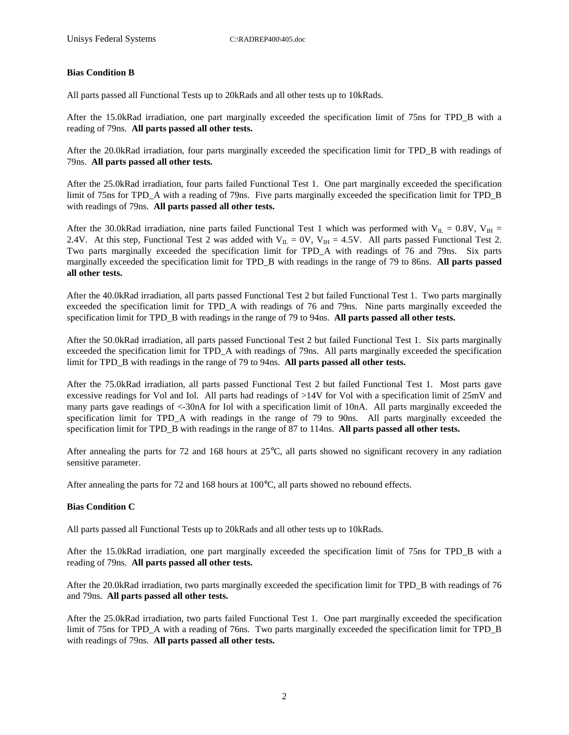**Bias Condition B**

All parts passed all Functional Tests up to 20kRads and all other tests up to 10kRads.

After the 15.0kRad irradiation, one part marginally exceeded the specification limit of 75ns for TPD_B with a reading of 79ns. **All parts passed all other tests.**

After the 20.0kRad irradiation, four parts marginally exceeded the specification limit for TPD_B with readings of 79ns. **All parts passed all other tests.**

After the 25.0kRad irradiation, four parts failed Functional Test 1. One part marginally exceeded the specification limit of 75ns for TPD_A with a reading of 79ns. Five parts marginally exceeded the specification limit for TPD_B with readings of 79ns. **All parts passed all other tests.**

After the 30.0kRad irradiation, nine parts failed Functional Test 1 which was performed with $V_{IL}$ = 0.8V, $V_{IH}$ = 2.4V. At this step, Functional Test 2 was added with $V_{IL}$ = 0V, $V_{IH}$ = 4.5V. All parts passed Functional Test 2. Two parts marginally exceeded the specification limit for TPD_A with readings of 76 and 79ns. Six parts marginally exceeded the specification limit for TPD_B with readings in the range of 79 to 86ns. **All parts passed all other tests.**

After the 40.0kRad irradiation, all parts passed Functional Test 2 but failed Functional Test 1. Two parts marginally exceeded the specification limit for TPD_A with readings of 76 and 79ns. Nine parts marginally exceeded the specification limit for TPD_B with readings in the range of 79 to 94ns. **All parts passed all other tests.**

After the 50.0kRad irradiation, all parts passed Functional Test 2 but failed Functional Test 1. Six parts marginally exceeded the specification limit for TPD_A with readings of 79ns. All parts marginally exceeded the specification limit for TPD_B with readings in the range of 79 to 94ns. **All parts passed all other tests.**

After the 75.0kRad irradiation, all parts passed Functional Test 2 but failed Functional Test 1. Most parts gave excessive readings for Vol and Iol. All parts had readings of >14V for Vol with a specification limit of 25mV and many parts gave readings of <-30nA for Iol with a specification limit of 10nA. All parts marginally exceeded the specification limit for TPD_A with readings in the range of 79 to 90ns. All parts marginally exceeded the specification limit for TPD_B with readings in the range of 87 to 114ns. **All parts passed all other tests.**

After annealing the parts for 72 and 168 hours at 25°C, all parts showed no significant recovery in any radiation sensitive parameter.

After annealing the parts for 72 and 168 hours at 100°C, all parts showed no rebound effects.

**Bias Condition C**

All parts passed all Functional Tests up to 20kRads and all other tests up to 10kRads.

After the 15.0kRad irradiation, one part marginally exceeded the specification limit of 75ns for TPD_B with a reading of 79ns. **All parts passed all other tests.**

After the 20.0kRad irradiation, two parts marginally exceeded the specification limit for TPD_B with readings of 76 and 79ns. **All parts passed all other tests.**

After the 25.0kRad irradiation, two parts failed Functional Test 1. One part marginally exceeded the specification limit of 75ns for TPD_A with a reading of 76ns. Two parts marginally exceeded the specification limit for TPD_B with readings of 79ns. **All parts passed all other tests.**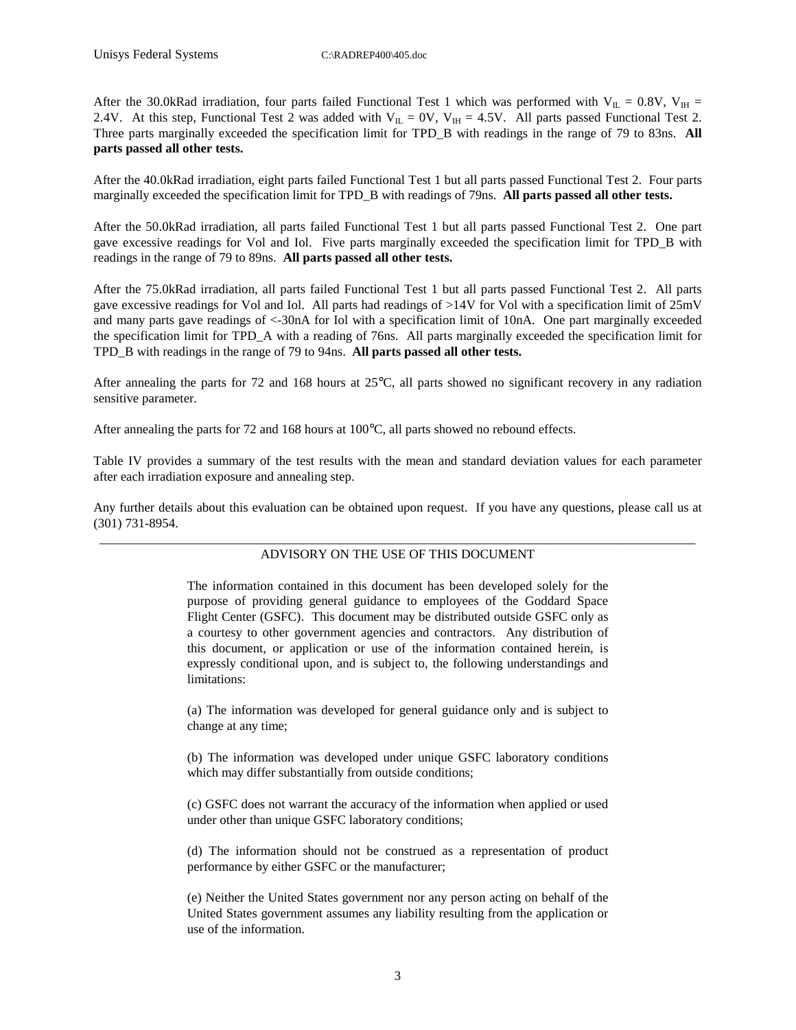After the 30.0kRad irradiation, four parts failed Functional Test 1 which was performed with $V_{IL}$ = 0.8V, $V_{IH}$ = 2.4V. At this step, Functional Test 2 was added with $V_{IL}$ = 0V, $V_{IH}$ = 4.5V. All parts passed Functional Test 2. Three parts marginally exceeded the specification limit for TPD_B with readings in the range of 79 to 83ns. **All parts passed all other tests.**

After the 40.0kRad irradiation, eight parts failed Functional Test 1 but all parts passed Functional Test 2. Four parts marginally exceeded the specification limit for TPD_B with readings of 79ns. **All parts passed all other tests.**

After the 50.0kRad irradiation, all parts failed Functional Test 1 but all parts passed Functional Test 2. One part gave excessive readings for Vol and Iol. Five parts marginally exceeded the specification limit for TPD_B with readings in the range of 79 to 89ns. **All parts passed all other tests.**

After the 75.0kRad irradiation, all parts failed Functional Test 1 but all parts passed Functional Test 2. All parts gave excessive readings for Vol and Iol. All parts had readings of >14V for Vol with a specification limit of 25mV and many parts gave readings of <-30nA for Iol with a specification limit of 10nA. One part marginally exceeded the specification limit for TPD_A with a reading of 76ns. All parts marginally exceeded the specification limit for TPD_B with readings in the range of 79 to 94ns. **All parts passed all other tests.**

After annealing the parts for 72 and 168 hours at 25°C, all parts showed no significant recovery in any radiation sensitive parameter.

After annealing the parts for 72 and 168 hours at 100°C, all parts showed no rebound effects.

Table IV provides a summary of the test results with the mean and standard deviation values for each parameter after each irradiation exposure and annealing step.

Any further details about this evaluation can be obtained upon request. If you have any questions, please call us at (301) 731-8954.

---

ADVISORY ON THE USE OF THIS DOCUMENT

The information contained in this document has been developed solely for the purpose of providing general guidance to employees of the Goddard Space Flight Center (GSFC). This document may be distributed outside GSFC only as a courtesy to other government agencies and contractors. Any distribution of this document, or application or use of the information contained herein, is expressly conditional upon, and is subject to, the following understandings and limitations:

(a) The information was developed for general guidance only and is subject to change at any time;

(b) The information was developed under unique GSFC laboratory conditions which may differ substantially from outside conditions;

(c) GSFC does not warrant the accuracy of the information when applied or used under other than unique GSFC laboratory conditions;

(d) The information should not be construed as a representation of product performance by either GSFC or the manufacturer;

(e) Neither the United States government nor any person acting on behalf of the United States government assumes any liability resulting from the application or use of the information.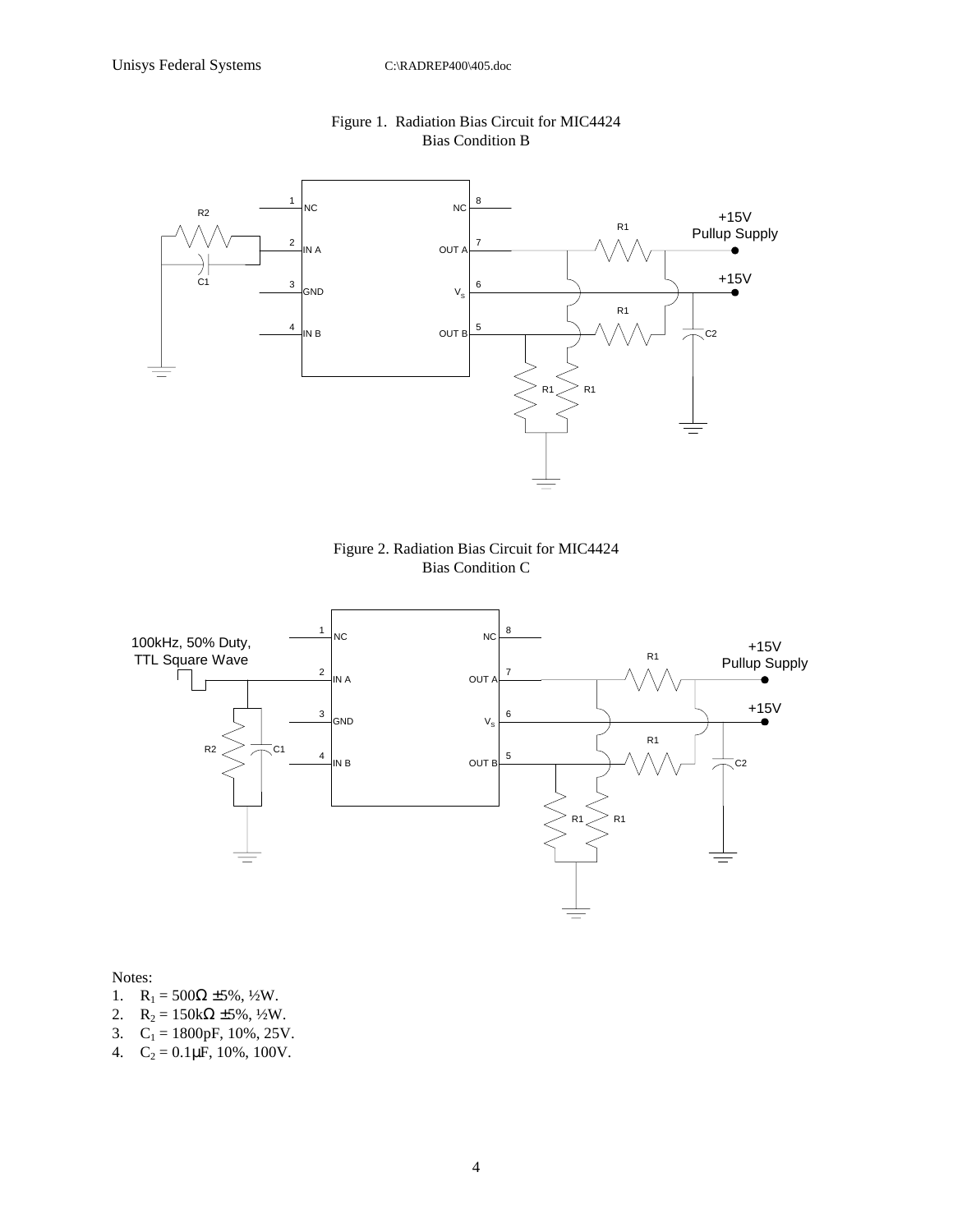Figure 1. Radiation Bias Circuit for MIC4424
Bias Condition B

Figure 2. Radiation Bias Circuit for MIC4424
Bias Condition C

Notes:

1. $R_1$ = 500Ω ±5%, ½W.
2. $R_2$ = 150kΩ ±5%, ½W.
3. $C_1$ = 1800pF, 10%, 25V.
4. $C_2$ = 0.1μF, 10%, 100V.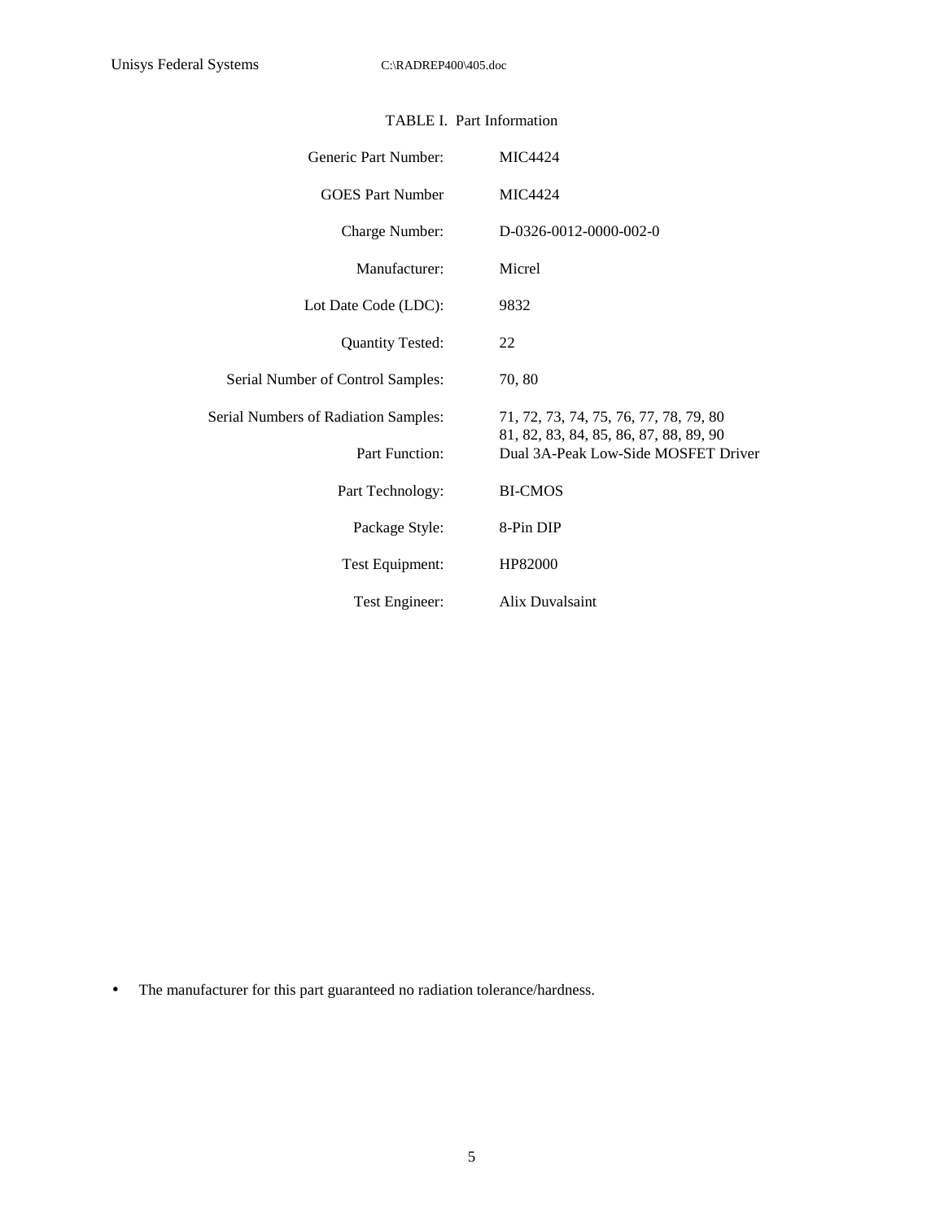TABLE I. Part Information

| | |
|---|---|
| Generic Part Number: | MIC4424 |
| GOES Part Number | MIC4424 |
| Charge Number: | D-0326-0012-0000-002-0 |
| Manufacturer: | Micrel |
| Lot Date Code (LDC): | 9832 |
| Quantity Tested: | 22 |
| Serial Number of Control Samples: | 70, 80 |
| Serial Numbers of Radiation Samples: | 71, 72, 73, 74, 75, 76, 77, 78, 79, 80 81, 82, 83, 84, 85, 86, 87, 88, 89, 90 |
| Part Function: | Dual 3A-Peak Low-Side MOSFET Driver |
| Part Technology: | BI-CMOS |
| Package Style: | 8-Pin DIP |
| Test Equipment: | HP82000 |
| Test Engineer: | Alix Duvalsaint |

- The manufacturer for this part guaranteed no radiation tolerance/hardness.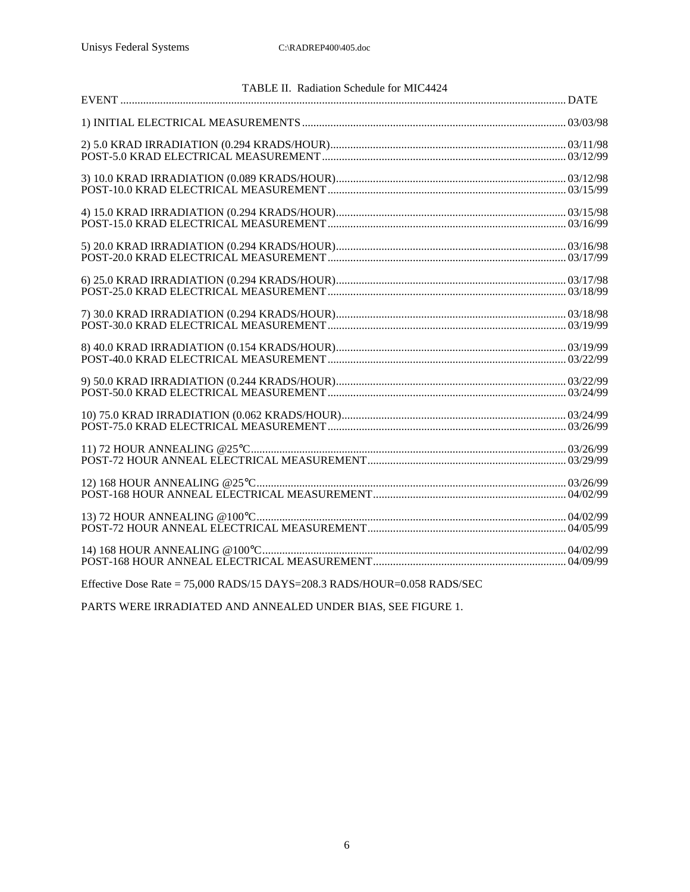TABLE II. Radiation Schedule for MIC4424

| EVENT | DATE |
|---|---|
| 1) INITIAL ELECTRICAL MEASUREMENTS | 03/03/98 |
| 2) 5.0 KRAD IRRADIATION (0.294 KRADS/HOUR) | 03/11/98 |
| POST-5.0 KRAD ELECTRICAL MEASUREMENT | 03/12/99 |
| 3) 10.0 KRAD IRRADIATION (0.089 KRADS/HOUR) | 03/12/98 |
| POST-10.0 KRAD ELECTRICAL MEASUREMENT | 03/15/99 |
| 4) 15.0 KRAD IRRADIATION (0.294 KRADS/HOUR) | 03/15/98 |
| POST-15.0 KRAD ELECTRICAL MEASUREMENT | 03/16/99 |
| 5) 20.0 KRAD IRRADIATION (0.294 KRADS/HOUR) | 03/16/98 |
| POST-20.0 KRAD ELECTRICAL MEASUREMENT | 03/17/99 |
| 6) 25.0 KRAD IRRADIATION (0.294 KRADS/HOUR) | 03/17/98 |
| POST-25.0 KRAD ELECTRICAL MEASUREMENT | 03/18/99 |
| 7) 30.0 KRAD IRRADIATION (0.294 KRADS/HOUR) | 03/18/98 |
| POST-30.0 KRAD ELECTRICAL MEASUREMENT | 03/19/99 |
| 8) 40.0 KRAD IRRADIATION (0.154 KRADS/HOUR) | 03/19/99 |
| POST-40.0 KRAD ELECTRICAL MEASUREMENT | 03/22/99 |
| 9) 50.0 KRAD IRRADIATION (0.244 KRADS/HOUR) | 03/22/99 |
| POST-50.0 KRAD ELECTRICAL MEASUREMENT | 03/24/99 |
| 10) 75.0 KRAD IRRADIATION (0.062 KRADS/HOUR) | 03/24/99 |
| POST-75.0 KRAD ELECTRICAL MEASUREMENT | 03/26/99 |
| 11) 72 HOUR ANNEALING @25°C | 03/26/99 |
| POST-72 HOUR ANNEAL ELECTRICAL MEASUREMENT | 03/29/99 |
| 12) 168 HOUR ANNEALING @25°C | 03/26/99 |
| POST-168 HOUR ANNEAL ELECTRICAL MEASUREMENT | 04/02/99 |
| 13) 72 HOUR ANNEALING @100°C | 04/02/99 |
| POST-72 HOUR ANNEAL ELECTRICAL MEASUREMENT | 04/05/99 |
| 14) 168 HOUR ANNEALING @100°C | 04/02/99 |
| POST-168 HOUR ANNEAL ELECTRICAL MEASUREMENT | 04/09/99 |

Effective Dose Rate = 75,000 RADS/15 DAYS=208.3 RADS/HOUR=0.058 RADS/SEC

PARTS WERE IRRADIATED AND ANNEALED UNDER BIAS, SEE FIGURE 1.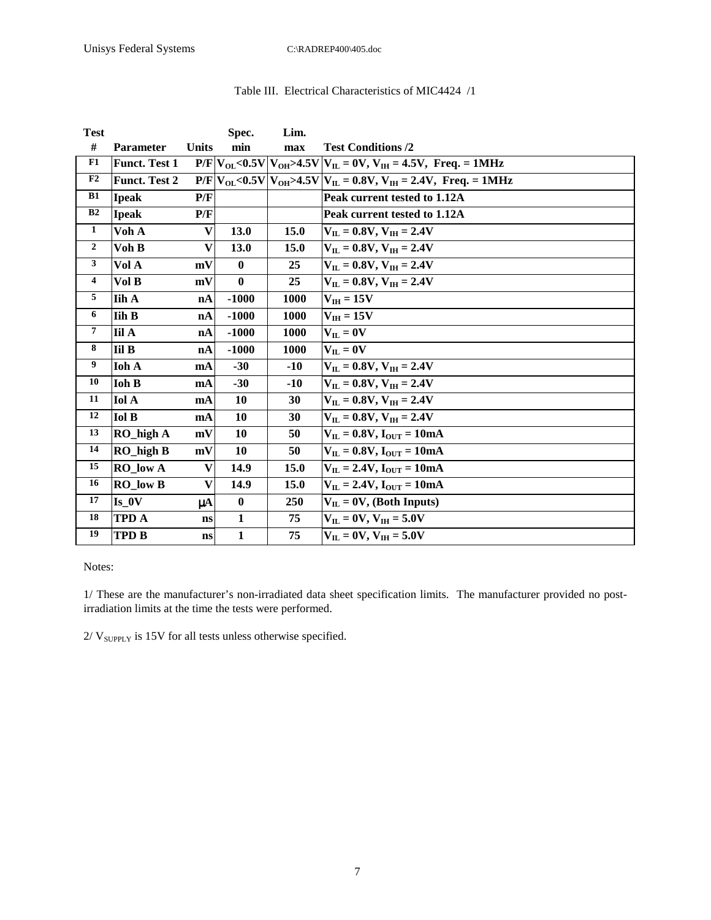Table III. Electrical Characteristics of MIC4424 /1

| Test # | Parameter | Units | Spec. min | Lim. max | Test Conditions /2 |
|---|---|---|---|---|---|
| F1 | Funct. Test 1 | P/F | $V_{OL}$<0.5V | $V_{OH}$>4.5V | $V_{IL}$ = 0V, $V_{IH}$ = 4.5V, Freq. = 1MHz |
| F2 | Funct. Test 2 | P/F | $V_{OL}$<0.5V | $V_{OH}$>4.5V | $V_{IL}$ = 0.8V, $V_{IH}$ = 2.4V, Freq. = 1MHz |
| B1 | Ipeak | P/F | | | Peak current tested to 1.12A |
| B2 | Ipeak | P/F | | | Peak current tested to 1.12A |
| 1 | Voh A | V | 13.0 | 15.0 | $V_{IL}$ = 0.8V, $V_{IH}$ = 2.4V |
| 2 | Voh B | V | 13.0 | 15.0 | $V_{IL}$ = 0.8V, $V_{IH}$ = 2.4V |
| 3 | Vol A | mV | 0 | 25 | $V_{IL}$ = 0.8V, $V_{IH}$ = 2.4V |
| 4 | Vol B | mV | 0 | 25 | $V_{IL}$ = 0.8V, $V_{IH}$ = 2.4V |
| 5 | Iih A | nA | -1000 | 1000 | $V_{IH}$ = 15V |
| 6 | Iih B | nA | -1000 | 1000 | $V_{IH}$ = 15V |
| 7 | Iil A | nA | -1000 | 1000 | $V_{IL}$ = 0V |
| 8 | Iil B | nA | -1000 | 1000 | $V_{IL}$ = 0V |
| 9 | Ioh A | mA | -30 | -10 | $V_{IL}$ = 0.8V, $V_{IH}$ = 2.4V |
| 10 | Ioh B | mA | -30 | -10 | $V_{IL}$ = 0.8V, $V_{IH}$ = 2.4V |
| 11 | Iol A | mA | 10 | 30 | $V_{IL}$ = 0.8V, $V_{IH}$ = 2.4V |
| 12 | Iol B | mA | 10 | 30 | $V_{IL}$ = 0.8V, $V_{IH}$ = 2.4V |
| 13 | RO_high A | mV | 10 | 50 | $V_{IL}$ = 0.8V, $I_{OUT}$ = 10mA |
| 14 | RO_high B | mV | 10 | 50 | $V_{IL}$ = 0.8V, $I_{OUT}$ = 10mA |
| 15 | RO_low A | V | 14.9 | 15.0 | $V_{IL}$ = 2.4V, $I_{OUT}$ = 10mA |
| 16 | RO_low B | V | 14.9 | 15.0 | $V_{IL}$ = 2.4V, $I_{OUT}$ = 10mA |
| 17 | Is_0V | μA | 0 | 250 | $V_{IL}$ = 0V, (Both Inputs) |
| 18 | TPD A | ns | 1 | 75 | $V_{IL}$ = 0V, $V_{IH}$ = 5.0V |
| 19 | TPD B | ns | 1 | 75 | $V_{IL}$ = 0V, $V_{IH}$ = 5.0V |

Notes:

1/ These are the manufacturer's non-irradiated data sheet specification limits. The manufacturer provided no post-irradiation limits at the time the tests were performed.

2/ $V_{SUPPLY}$ is 15V for all tests unless otherwise specified.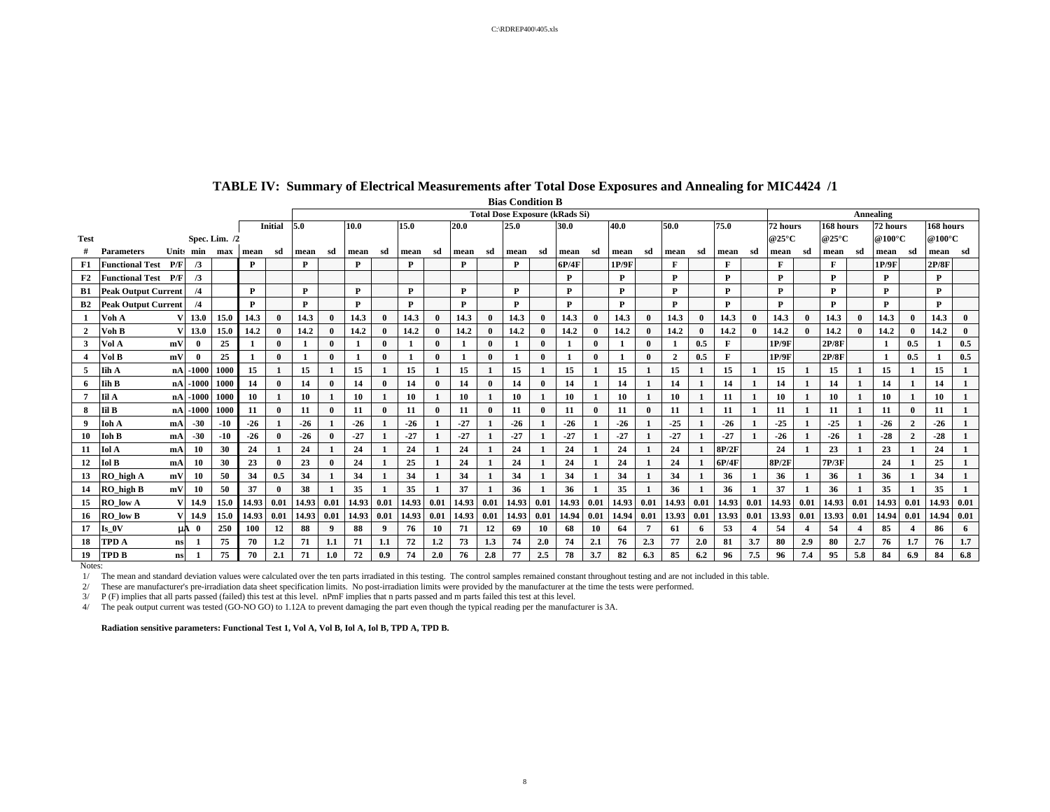# TABLE IV: Summary of Electrical Measurements after Total Dose Exposures and Annealing for MIC4424 /1

**Bias Condition B**

| Test # | Parameters | Units | Spec. Lim. /2 min | max | Initial mean | sd | Total Dose Exposure (kRads Si) 5.0 mean | sd | 10.0 mean | sd | 15.0 mean | sd | 20.0 mean | sd | 25.0 mean | sd | 30.0 mean | sd | 40.0 mean | sd | 50.0 mean | sd | 75.0 mean | sd | Annealing 72 hours @25°C mean | sd | 168 hours @25°C mean | sd | 72 hours @100°C mean | sd | 168 hours @100°C mean | sd |
|---|---|---|---|---|---|---|---|---|---|---|---|---|---|---|---|---|---|---|---|---|---|---|---|---|---|---|---|---|---|---|---|---|
| F1 | Functional Test | P/F | /3 | | P | | P | | P | | P | | P | | P | | 6P/4F | | 1P/9F | | F | | F | | F | | F | | 1P/9F | | 2P/8F | |
| F2 | Functional Test | P/F | /3 | | | | | | | | | | | | | | P | | P | | P | | P | | P | | P | | P | | P | |
| B1 | Peak Output Current | | /4 | | P | | P | | P | | P | | P | | P | | P | | P | | P | | P | | P | | P | | P | | P | |
| B2 | Peak Output Current | | /4 | | P | | P | | P | | P | | P | | P | | P | | P | | P | | P | | P | | P | | P | | P | |
| 1 | Voh A | V | 13.0 | 15.0 | 14.3 | 0 | 14.3 | 0 | 14.3 | 0 | 14.3 | 0 | 14.3 | 0 | 14.3 | 0 | 14.3 | 0 | 14.3 | 0 | 14.3 | 0 | 14.3 | 0 | 14.3 | 0 | 14.3 | 0 | 14.3 | 0 | 14.3 | 0 |
| 2 | Voh B | V | 13.0 | 15.0 | 14.2 | 0 | 14.2 | 0 | 14.2 | 0 | 14.2 | 0 | 14.2 | 0 | 14.2 | 0 | 14.2 | 0 | 14.2 | 0 | 14.2 | 0 | 14.2 | 0 | 14.2 | 0 | 14.2 | 0 | 14.2 | 0 | 14.2 | 0 |
| 3 | Vol A | mV | 0 | 25 | 1 | 0 | 1 | 0 | 1 | 0 | 1 | 0 | 1 | 0 | 1 | 0 | 1 | 0 | 1 | 0 | 1 | 0.5 | F | | 1P/9F | | 2P/8F | | 1 | 0.5 | 1 | 0.5 |
| 4 | Vol B | mV | 0 | 25 | 1 | 0 | 1 | 0 | 1 | 0 | 1 | 0 | 1 | 0 | 1 | 0 | 1 | 0 | 1 | 0 | 2 | 0.5 | F | | 1P/9F | | 2P/8F | | 1 | 0.5 | 1 | 0.5 |
| 5 | Iih A | nA | -1000 | 1000 | 15 | 1 | 15 | 1 | 15 | 1 | 15 | 1 | 15 | 1 | 15 | 1 | 15 | 1 | 15 | 1 | 15 | 1 | 15 | 1 | 15 | 1 | 15 | 1 | 15 | 1 | 15 | 1 |
| 6 | Iih B | nA | -1000 | 1000 | 14 | 0 | 14 | 0 | 14 | 0 | 14 | 0 | 14 | 0 | 14 | 0 | 14 | 1 | 14 | 1 | 14 | 1 | 14 | 1 | 14 | 1 | 14 | 1 | 14 | 1 | 14 | 1 |
| 7 | Iil A | nA | -1000 | 1000 | 10 | 1 | 10 | 1 | 10 | 1 | 10 | 1 | 10 | 1 | 10 | 1 | 10 | 1 | 10 | 1 | 10 | 1 | 11 | 1 | 10 | 1 | 10 | 1 | 10 | 1 | 10 | 1 |
| 8 | Iil B | nA | -1000 | 1000 | 11 | 0 | 11 | 0 | 11 | 0 | 11 | 0 | 11 | 0 | 11 | 0 | 11 | 0 | 11 | 0 | 11 | 1 | 11 | 1 | 11 | 1 | 11 | 1 | 11 | 0 | 11 | 1 |
| 9 | Ioh A | mA | -30 | -10 | -26 | 1 | -26 | 1 | -26 | 1 | -26 | 1 | -27 | 1 | -26 | 1 | -26 | 1 | -26 | 1 | -25 | 1 | -26 | 1 | -25 | 1 | -25 | 1 | -26 | 2 | -26 | 1 |
| 10 | Ioh B | mA | -30 | -10 | -26 | 0 | -26 | 0 | -27 | 1 | -27 | 1 | -27 | 1 | -27 | 1 | -27 | 1 | -27 | 1 | -27 | 1 | -27 | 1 | -26 | 1 | -26 | 1 | -28 | 2 | -28 | 1 |
| 11 | Iol A | mA | 10 | 30 | 24 | 1 | 24 | 1 | 24 | 1 | 24 | 1 | 24 | 1 | 24 | 1 | 24 | 1 | 24 | 1 | 24 | 1 | 8P/2F | | 24 | 1 | 23 | 1 | 23 | 1 | 24 | 1 |
| 12 | Iol B | mA | 10 | 30 | 23 | 0 | 23 | 0 | 24 | 1 | 25 | 1 | 24 | 1 | 24 | 1 | 24 | 1 | 24 | 1 | 24 | 1 | 6P/4F | | 8P/2F | | 7P/3F | | 24 | 1 | 25 | 1 |
| 13 | RO_high A | mV | 10 | 50 | 34 | 0.5 | 34 | 1 | 34 | 1 | 34 | 1 | 34 | 1 | 34 | 1 | 34 | 1 | 34 | 1 | 34 | 1 | 36 | 1 | 36 | 1 | 36 | 1 | 36 | 1 | 34 | 1 |
| 14 | RO_high B | mV | 10 | 50 | 37 | 0 | 38 | 1 | 35 | 1 | 35 | 1 | 37 | 1 | 36 | 1 | 36 | 1 | 35 | 1 | 36 | 1 | 36 | 1 | 37 | 1 | 36 | 1 | 35 | 1 | 35 | 1 |
| 15 | RO_low A | V | 14.9 | 15.0 | 14.93 | 0.01 | 14.93 | 0.01 | 14.93 | 0.01 | 14.93 | 0.01 | 14.93 | 0.01 | 14.93 | 0.01 | 14.93 | 0.01 | 14.93 | 0.01 | 14.93 | 0.01 | 14.93 | 0.01 | 14.93 | 0.01 | 14.93 | 0.01 | 14.93 | 0.01 | 14.93 | 0.01 |
| 16 | RO_low B | V | 14.9 | 15.0 | 14.93 | 0.01 | 14.93 | 0.01 | 14.93 | 0.01 | 14.93 | 0.01 | 14.93 | 0.01 | 14.93 | 0.01 | 14.94 | 0.01 | 14.94 | 0.01 | 13.93 | 0.01 | 13.93 | 0.01 | 13.93 | 0.01 | 13.93 | 0.01 | 14.94 | 0.01 | 14.94 | 0.01 |
| 17 | Is_0V | µA | 0 | 250 | 100 | 12 | 88 | 9 | 88 | 9 | 76 | 10 | 71 | 12 | 69 | 10 | 68 | 10 | 64 | 7 | 61 | 6 | 53 | 4 | 54 | 4 | 54 | 4 | 85 | 4 | 86 | 6 |
| 18 | TPD A | ns | 1 | 75 | 70 | 1.2 | 71 | 1.1 | 71 | 1.1 | 72 | 1.2 | 73 | 1.3 | 74 | 2.0 | 74 | 2.1 | 76 | 2.3 | 77 | 2.0 | 81 | 3.7 | 80 | 2.9 | 80 | 2.7 | 76 | 1.7 | 76 | 1.7 |
| 19 | TPD B | ns | 1 | 75 | 70 | 2.1 | 71 | 1.0 | 72 | 0.9 | 74 | 2.0 | 76 | 2.8 | 77 | 2.5 | 78 | 3.7 | 82 | 6.3 | 85 | 6.2 | 96 | 7.5 | 96 | 7.4 | 95 | 5.8 | 84 | 6.9 | 84 | 6.8 |

Notes:

1/ The mean and standard deviation values were calculated over the ten parts irradiated in this testing. The control samples remained constant throughout testing and are not included in this table.

2/ These are manufacturer's pre-irradiation data sheet specification limits. No post-irradiation limits were provided by the manufacturer at the time the tests were performed.

3/ P (F) implies that all parts passed (failed) this test at this level. nPmF implies that n parts passed and m parts failed this test at this level.

4/ The peak output current was tested (GO-NO GO) to 1.12A to prevent damaging the part even though the typical reading per the manufacturer is 3A.

**Radiation sensitive parameters: Functional Test 1, Vol A, Vol B, Iol A, Iol B, TPD A, TPD B.**